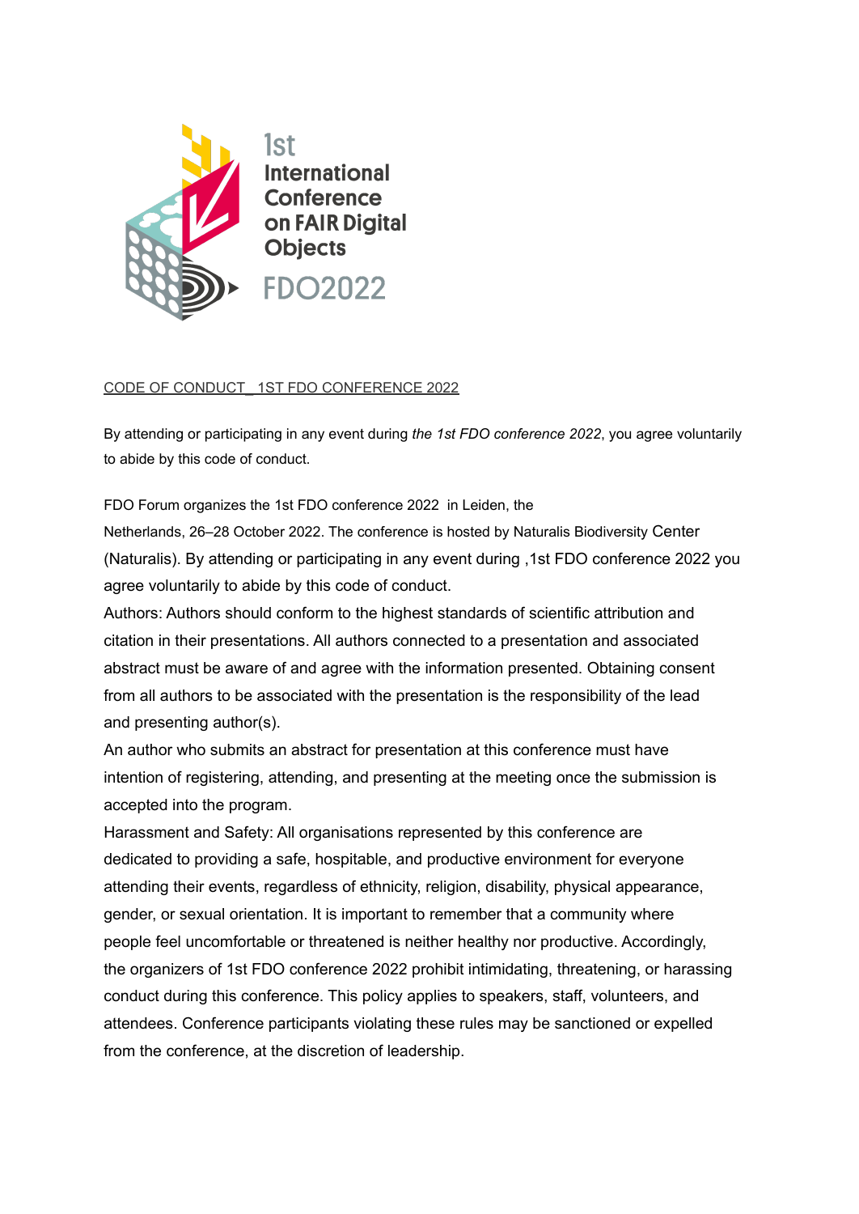1st
International
Conference
on FAIR Digital
Objects
FDO2022

CODE OF CONDUCT _1ST FDO CONFERENCE 2022

By attending or participating in any event during *the 1st FDO conference 2022*, you agree voluntarily to abide by this code of conduct.

FDO Forum organizes the 1st FDO conference 2022 in Leiden, the Netherlands, 26–28 October 2022. The conference is hosted by Naturalis Biodiversity Center (Naturalis). By attending or participating in any event during ,1st FDO conference 2022 you agree voluntarily to abide by this code of conduct.

Authors: Authors should conform to the highest standards of scientific attribution and citation in their presentations. All authors connected to a presentation and associated abstract must be aware of and agree with the information presented. Obtaining consent from all authors to be associated with the presentation is the responsibility of the lead and presenting author(s).

An author who submits an abstract for presentation at this conference must have intention of registering, attending, and presenting at the meeting once the submission is accepted into the program.

Harassment and Safety: All organisations represented by this conference are dedicated to providing a safe, hospitable, and productive environment for everyone attending their events, regardless of ethnicity, religion, disability, physical appearance, gender, or sexual orientation. It is important to remember that a community where people feel uncomfortable or threatened is neither healthy nor productive. Accordingly, the organizers of 1st FDO conference 2022 prohibit intimidating, threatening, or harassing conduct during this conference. This policy applies to speakers, staff, volunteers, and attendees. Conference participants violating these rules may be sanctioned or expelled from the conference, at the discretion of leadership.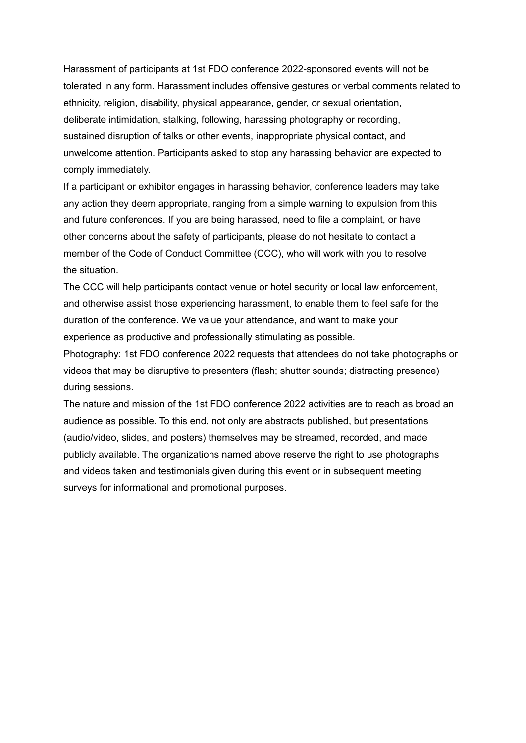Harassment of participants at 1st FDO conference 2022-sponsored events will not be tolerated in any form. Harassment includes offensive gestures or verbal comments related to ethnicity, religion, disability, physical appearance, gender, or sexual orientation, deliberate intimidation, stalking, following, harassing photography or recording, sustained disruption of talks or other events, inappropriate physical contact, and unwelcome attention. Participants asked to stop any harassing behavior are expected to comply immediately.

If a participant or exhibitor engages in harassing behavior, conference leaders may take any action they deem appropriate, ranging from a simple warning to expulsion from this and future conferences. If you are being harassed, need to file a complaint, or have other concerns about the safety of participants, please do not hesitate to contact a member of the Code of Conduct Committee (CCC), who will work with you to resolve the situation.

The CCC will help participants contact venue or hotel security or local law enforcement, and otherwise assist those experiencing harassment, to enable them to feel safe for the duration of the conference. We value your attendance, and want to make your experience as productive and professionally stimulating as possible.

Photography: 1st FDO conference 2022 requests that attendees do not take photographs or videos that may be disruptive to presenters (flash; shutter sounds; distracting presence) during sessions.

The nature and mission of the 1st FDO conference 2022 activities are to reach as broad an audience as possible. To this end, not only are abstracts published, but presentations (audio/video, slides, and posters) themselves may be streamed, recorded, and made publicly available. The organizations named above reserve the right to use photographs and videos taken and testimonials given during this event or in subsequent meeting surveys for informational and promotional purposes.